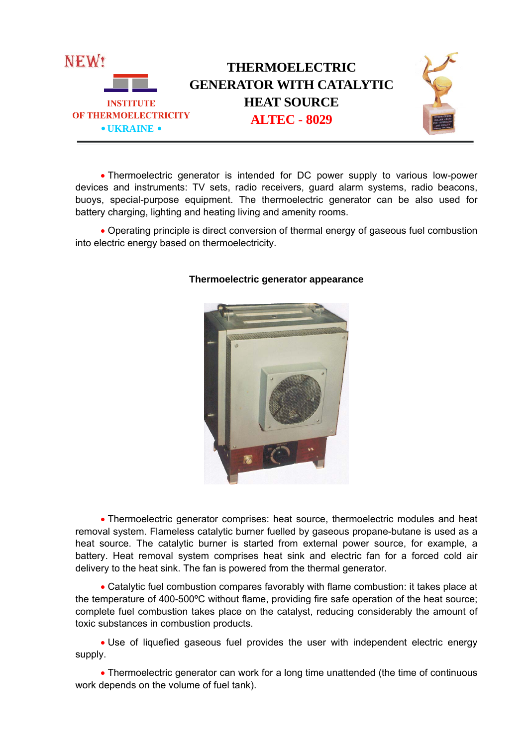NEW!

INSTITUTE
OF THERMOELECTRICITY
• UKRAINE •

# THERMOELECTRIC GENERATOR WITH CATALYTIC HEAT SOURCE

# ALTEC - 8029

- Thermoelectric generator is intended for DC power supply to various low-power devices and instruments: TV sets, radio receivers, guard alarm systems, radio beacons, buoys, special-purpose equipment. The thermoelectric generator can be also used for battery charging, lighting and heating living and amenity rooms.

- Operating principle is direct conversion of thermal energy of gaseous fuel combustion into electric energy based on thermoelectricity.

**Thermoelectric generator appearance**

- Thermoelectric generator comprises: heat source, thermoelectric modules and heat removal system. Flameless catalytic burner fuelled by gaseous propane-butane is used as a heat source. The catalytic burner is started from external power source, for example, a battery. Heat removal system comprises heat sink and electric fan for a forced cold air delivery to the heat sink. The fan is powered from the thermal generator.

- Catalytic fuel combustion compares favorably with flame combustion: it takes place at the temperature of 400-500ºC without flame, providing fire safe operation of the heat source; complete fuel combustion takes place on the catalyst, reducing considerably the amount of toxic substances in combustion products.

- Use of liquefied gaseous fuel provides the user with independent electric energy supply.

- Thermoelectric generator can work for a long time unattended (the time of continuous work depends on the volume of fuel tank).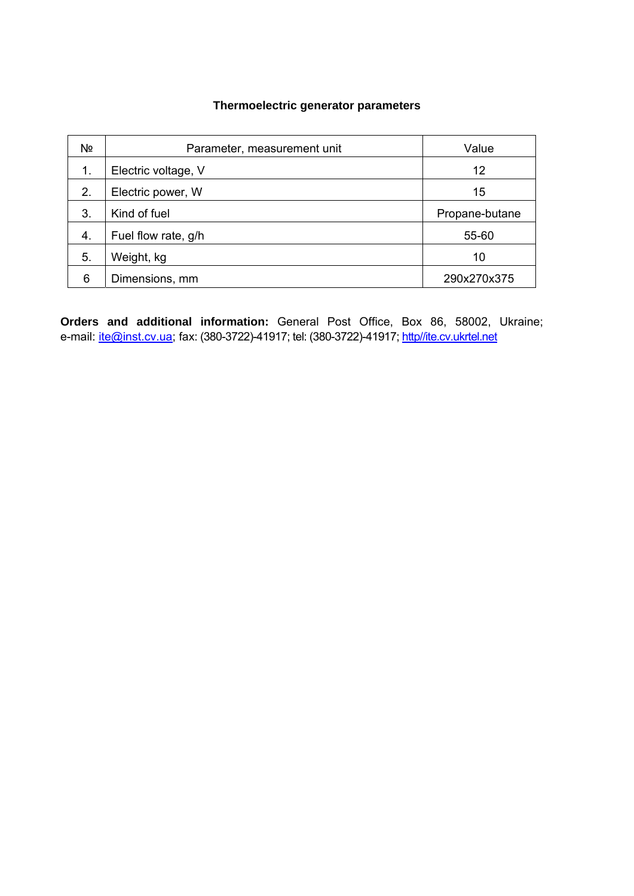### Thermoelectric generator parameters

| № | Parameter, measurement unit | Value |
|---|---|---|
| 1. | Electric voltage, V | 12 |
| 2. | Electric power, W | 15 |
| 3. | Kind of fuel | Propane-butane |
| 4. | Fuel flow rate, g/h | 55-60 |
| 5. | Weight, kg | 10 |
| 6 | Dimensions, mm | 290x270x375 |

**Orders and additional information:** General Post Office, Box 86, 58002, Ukraine; e-mail: ite@inst.cv.ua; fax: (380-3722)-41917; tel: (380-3722)-41917; http//ite.cv.ukrtel.net